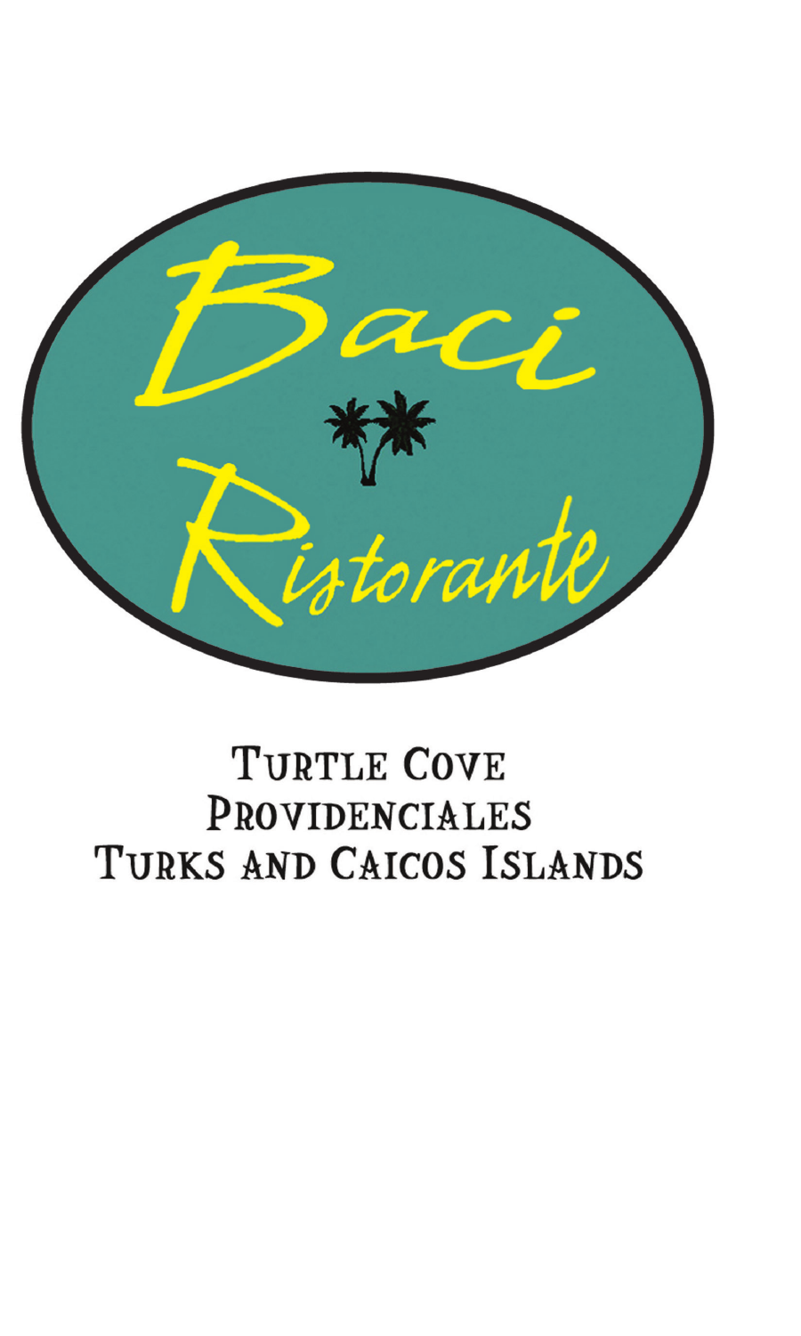# Baci Ristorante

Turtle Cove
Providenciales
Turks and Caicos Islands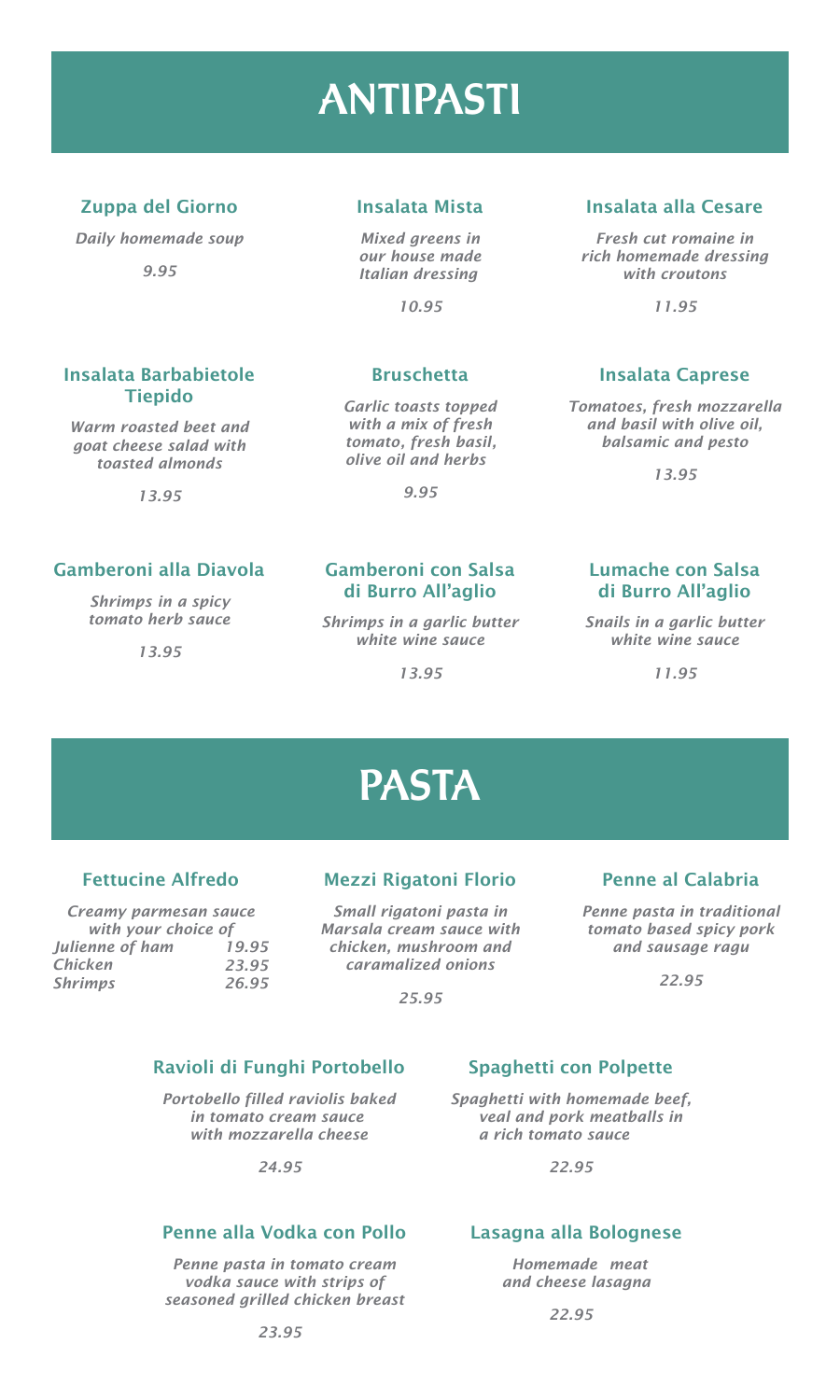# ANTIPASTI

### Zuppa del Giorno

*Daily homemade soup*

*9.95*

### Insalata Mista

*Mixed greens in our house made Italian dressing*

*10.95*

### Insalata alla Cesare

*Fresh cut romaine in rich homemade dressing with croutons*

*11.95*

### Insalata Barbabietole Tiepido

*Warm roasted beet and goat cheese salad with toasted almonds*

*13.95*

### Bruschetta

*Garlic toasts topped with a mix of fresh tomato, fresh basil, olive oil and herbs*

*9.95*

### Insalata Caprese

*Tomatoes, fresh mozzarella and basil with olive oil, balsamic and pesto*

*13.95*

### Gamberoni alla Diavola

*Shrimps in a spicy tomato herb sauce*

*13.95*

### Gamberoni con Salsa di Burro All'aglio

*Shrimps in a garlic butter white wine sauce*

*13.95*

### Lumache con Salsa di Burro All'aglio

*Snails in a garlic butter white wine sauce*

*11.95*

# PASTA

### Fettucine Alfredo

*Creamy parmesan sauce with your choice of*

| | |
|---|---|
| *Julienne of ham* | *19.95* |
| *Chicken* | *23.95* |
| *Shrimps* | *26.95* |

### Mezzi Rigatoni Florio

*Small rigatoni pasta in Marsala cream sauce with chicken, mushroom and caramalized onions*

*25.95*

### Penne al Calabria

*Penne pasta in traditional tomato based spicy pork and sausage ragu*

*22.95*

### Ravioli di Funghi Portobello

*Portobello filled raviolis baked in tomato cream sauce with mozzarella cheese*

*24.95*

### Spaghetti con Polpette

*Spaghetti with homemade beef, veal and pork meatballs in a rich tomato sauce*

*22.95*

### Penne alla Vodka con Pollo

*Penne pasta in tomato cream vodka sauce with strips of seasoned grilled chicken breast*

*23.95*

### Lasagna alla Bolognese

*Homemade meat and cheese lasagna*

*22.95*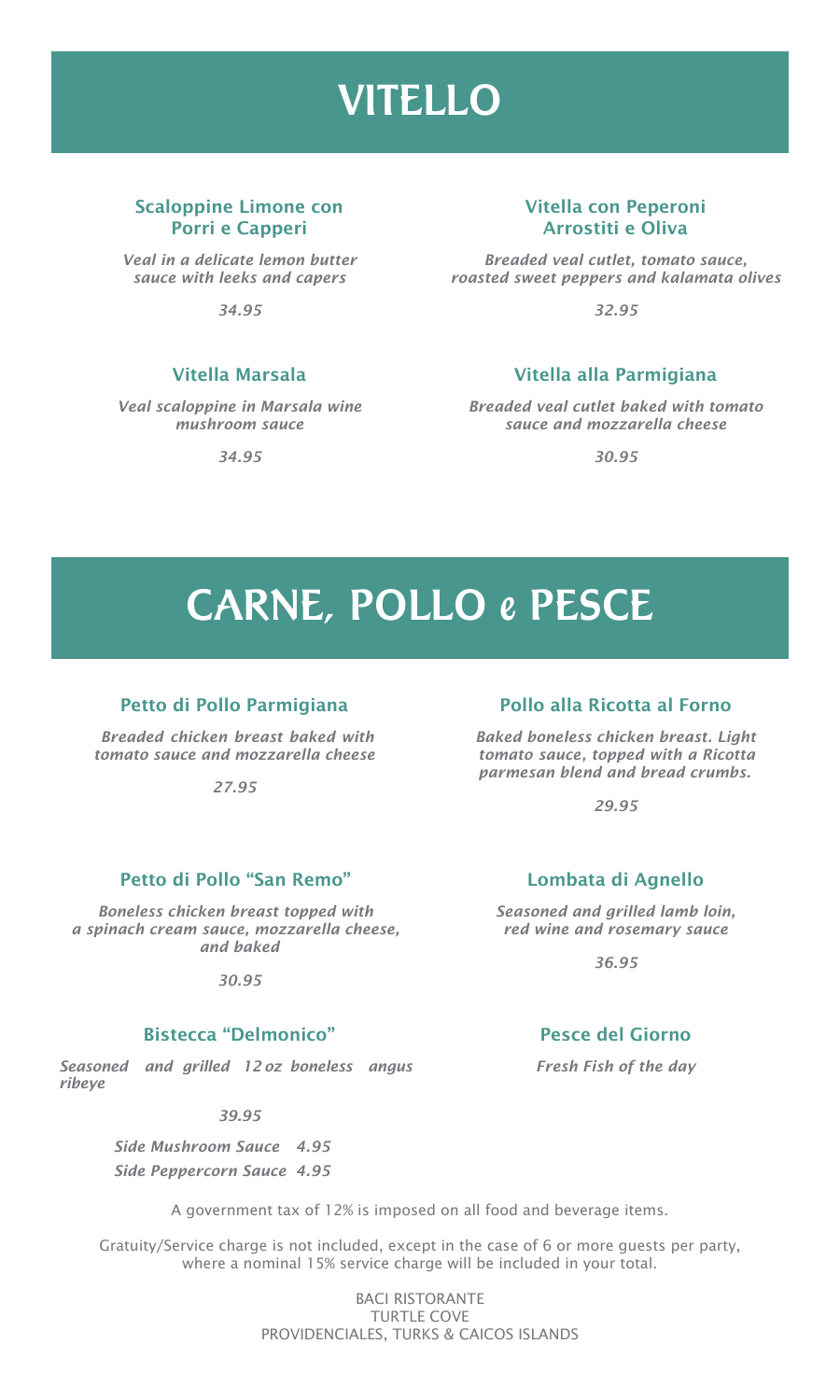# VITELLO

### Scaloppine Limone con Porri e Capperi

*Veal in a delicate lemon butter sauce with leeks and capers*

*34.95*

### Vitella con Peperoni Arrostiti e Oliva

*Breaded veal cutlet, tomato sauce, roasted sweet peppers and kalamata olives*

*32.95*

### Vitella Marsala

*Veal scaloppine in Marsala wine mushroom sauce*

*34.95*

### Vitella alla Parmigiana

*Breaded veal cutlet baked with tomato sauce and mozzarella cheese*

*30.95*

# CARNE, POLLO e PESCE

### Petto di Pollo Parmigiana

*Breaded chicken breast baked with tomato sauce and mozzarella cheese*

*27.95*

### Pollo alla Ricotta al Forno

*Baked boneless chicken breast. Light tomato sauce, topped with a Ricotta parmesan blend and bread crumbs.*

*29.95*

### Petto di Pollo "San Remo"

*Boneless chicken breast topped with a spinach cream sauce, mozzarella cheese, and baked*

*30.95*

### Lombata di Agnello

*Seasoned and grilled lamb loin, red wine and rosemary sauce*

*36.95*

### Bistecca "Delmonico"

*Seasoned and grilled 12 oz boneless angus ribeye*

*39.95*

*Side Mushroom Sauce 4.95*

*Side Peppercorn Sauce 4.95*

### Pesce del Giorno

*Fresh Fish of the day*

A government tax of 12% is imposed on all food and beverage items.

Gratuity/Service charge is not included, except in the case of 6 or more guests per party, where a nominal 15% service charge will be included in your total.

BACI RISTORANTE
TURTLE COVE
PROVIDENCIALES, TURKS & CAICOS ISLANDS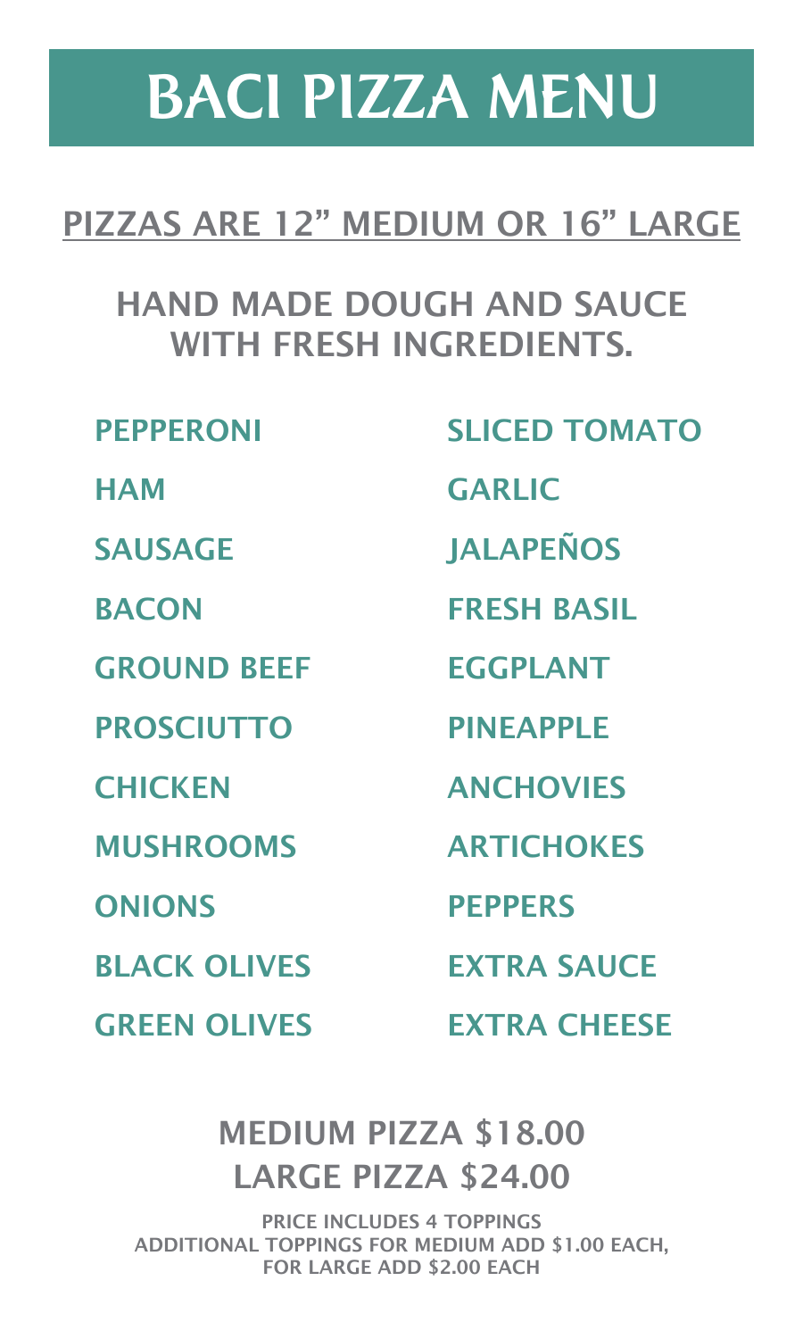# BACI PIZZA MENU

## PIZZAS ARE 12” MEDIUM OR 16” LARGE

### HAND MADE DOUGH AND SAUCE WITH FRESH INGREDIENTS.

- PEPPERONI
- HAM
- SAUSAGE
- BACON
- GROUND BEEF
- PROSCIUTTO
- CHICKEN
- MUSHROOMS
- ONIONS
- BLACK OLIVES
- GREEN OLIVES
- SLICED TOMATO
- GARLIC
- JALAPEÑOS
- FRESH BASIL
- EGGPLANT
- PINEAPPLE
- ANCHOVIES
- ARTICHOKES
- PEPPERS
- EXTRA SAUCE
- EXTRA CHEESE

### MEDIUM PIZZA $18.00
### LARGE PIZZA $24.00

PRICE INCLUDES 4 TOPPINGS
ADDITIONAL TOPPINGS FOR MEDIUM ADD $1.00 EACH, FOR LARGE ADD $2.00 EACH